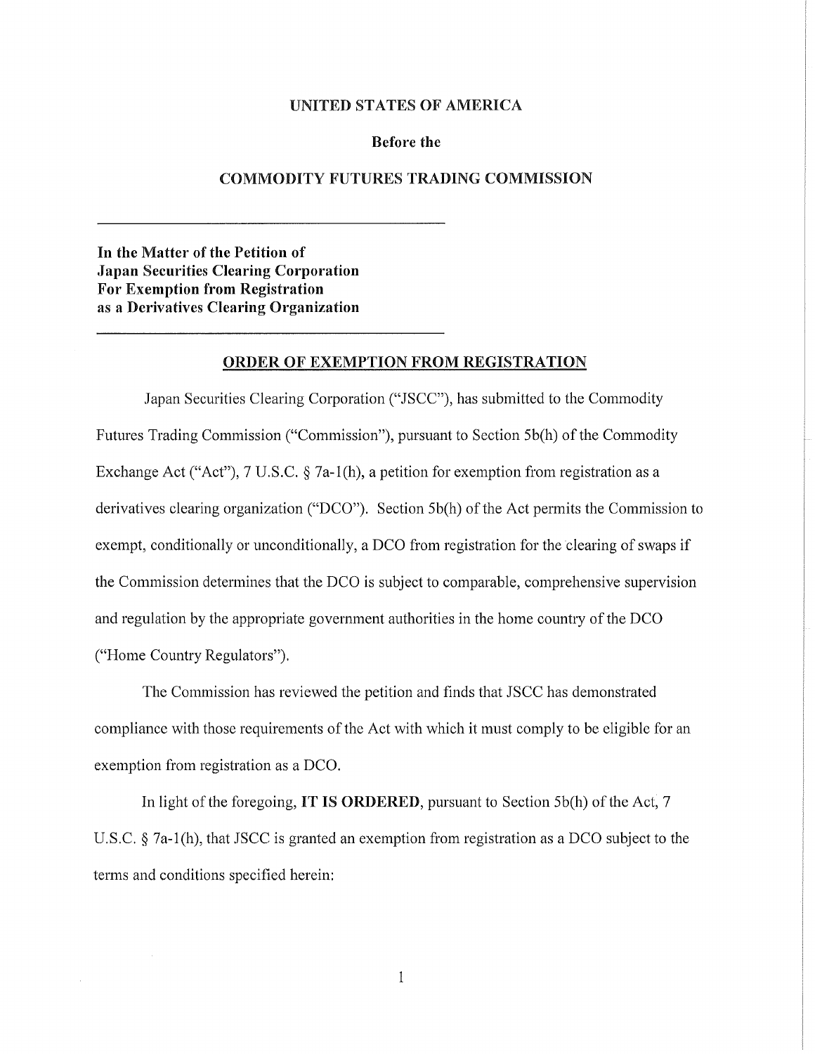**UNITED STATES OF AMERICA**

**Before the**

**COMMODITY FUTURES TRADING COMMISSION**

---

**In the Matter of the Petition of**
**Japan Securities Clearing Corporation**
**For Exemption from Registration**
**as a Derivatives Clearing Organization**

---

## ORDER OF EXEMPTION FROM REGISTRATION

Japan Securities Clearing Corporation ("JSCC"), has submitted to the Commodity Futures Trading Commission ("Commission"), pursuant to Section 5b(h) of the Commodity Exchange Act ("Act"), 7 U.S.C. § 7a-1(h), a petition for exemption from registration as a derivatives clearing organization ("DCO"). Section 5b(h) of the Act permits the Commission to exempt, conditionally or unconditionally, a DCO from registration for the clearing of swaps if the Commission determines that the DCO is subject to comparable, comprehensive supervision and regulation by the appropriate government authorities in the home country of the DCO ("Home Country Regulators").

The Commission has reviewed the petition and finds that JSCC has demonstrated compliance with those requirements of the Act with which it must comply to be eligible for an exemption from registration as a DCO.

In light of the foregoing, **IT IS ORDERED**, pursuant to Section 5b(h) of the Act, 7 U.S.C. § 7a-1(h), that JSCC is granted an exemption from registration as a DCO subject to the terms and conditions specified herein: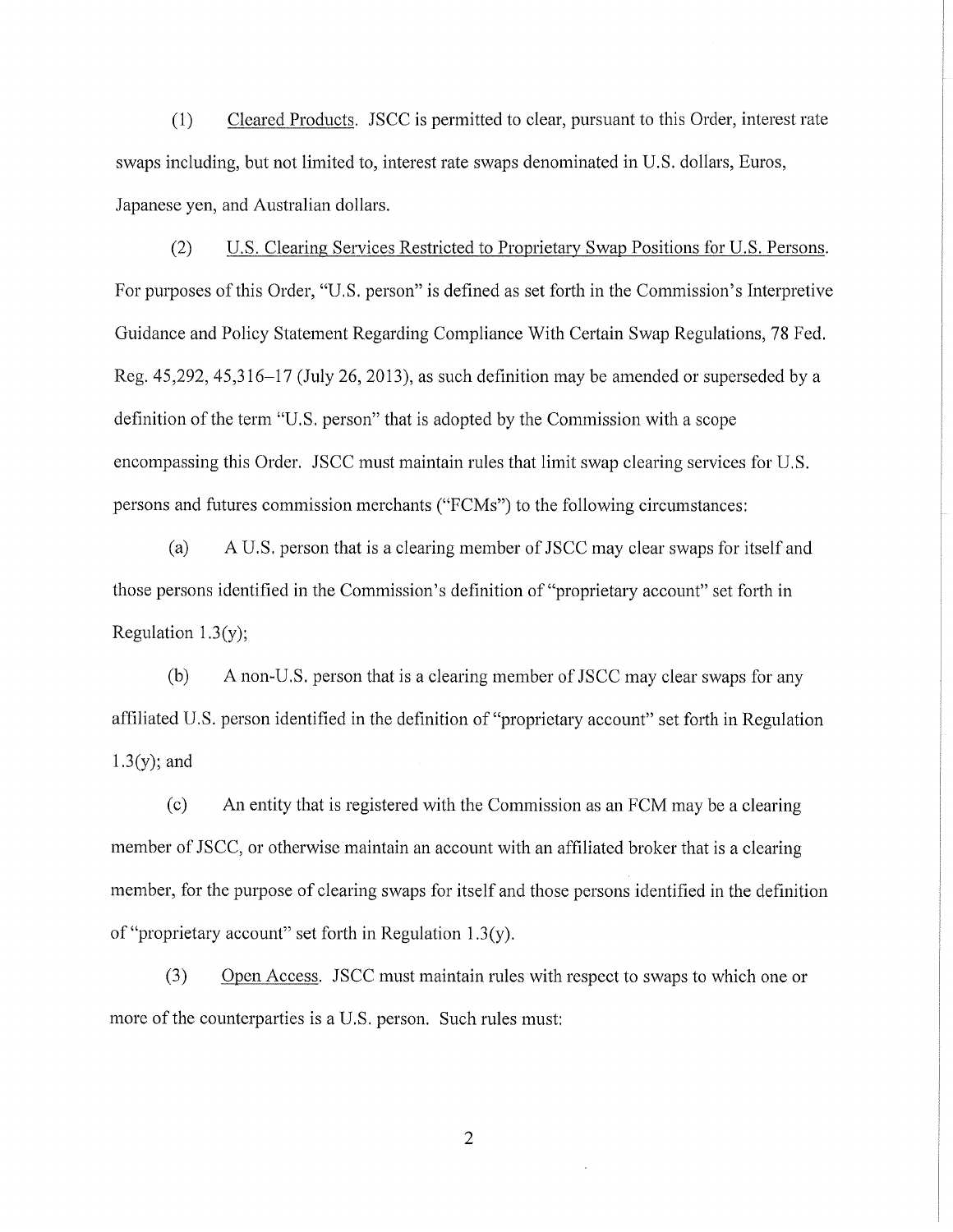(1) Cleared Products. JSCC is permitted to clear, pursuant to this Order, interest rate swaps including, but not limited to, interest rate swaps denominated in U.S. dollars, Euros, Japanese yen, and Australian dollars.

(2) U.S. Clearing Services Restricted to Proprietary Swap Positions for U.S. Persons. For purposes of this Order, "U.S. person" is defined as set forth in the Commission's Interpretive Guidance and Policy Statement Regarding Compliance With Certain Swap Regulations, 78 Fed. Reg. 45,292, 45,316–17 (July 26, 2013), as such definition may be amended or superseded by a definition of the term "U.S. person" that is adopted by the Commission with a scope encompassing this Order. JSCC must maintain rules that limit swap clearing services for U.S. persons and futures commission merchants ("FCMs") to the following circumstances:

(a) A U.S. person that is a clearing member of JSCC may clear swaps for itself and those persons identified in the Commission's definition of "proprietary account" set forth in Regulation 1.3(y);

(b) A non-U.S. person that is a clearing member of JSCC may clear swaps for any affiliated U.S. person identified in the definition of "proprietary account" set forth in Regulation 1.3(y); and

(c) An entity that is registered with the Commission as an FCM may be a clearing member of JSCC, or otherwise maintain an account with an affiliated broker that is a clearing member, for the purpose of clearing swaps for itself and those persons identified in the definition of "proprietary account" set forth in Regulation 1.3(y).

(3) Open Access. JSCC must maintain rules with respect to swaps to which one or more of the counterparties is a U.S. person. Such rules must: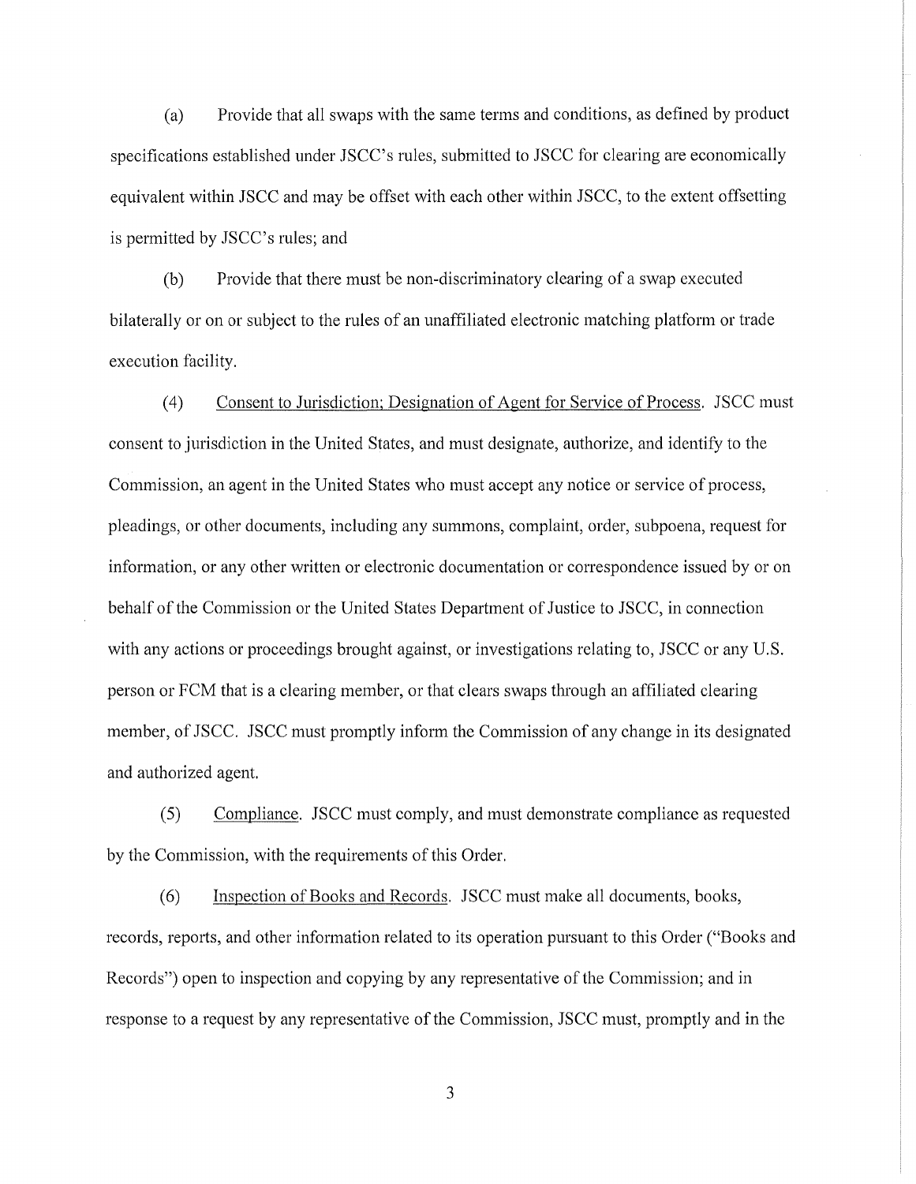(a) Provide that all swaps with the same terms and conditions, as defined by product specifications established under JSCC's rules, submitted to JSCC for clearing are economically equivalent within JSCC and may be offset with each other within JSCC, to the extent offsetting is permitted by JSCC's rules; and

(b) Provide that there must be non-discriminatory clearing of a swap executed bilaterally or on or subject to the rules of an unaffiliated electronic matching platform or trade execution facility.

(4) <u>Consent to Jurisdiction; Designation of Agent for Service of Process</u>. JSCC must consent to jurisdiction in the United States, and must designate, authorize, and identify to the Commission, an agent in the United States who must accept any notice or service of process, pleadings, or other documents, including any summons, complaint, order, subpoena, request for information, or any other written or electronic documentation or correspondence issued by or on behalf of the Commission or the United States Department of Justice to JSCC, in connection with any actions or proceedings brought against, or investigations relating to, JSCC or any U.S. person or FCM that is a clearing member, or that clears swaps through an affiliated clearing member, of JSCC. JSCC must promptly inform the Commission of any change in its designated and authorized agent.

(5) <u>Compliance</u>. JSCC must comply, and must demonstrate compliance as requested by the Commission, with the requirements of this Order.

(6) <u>Inspection of Books and Records</u>. JSCC must make all documents, books, records, reports, and other information related to its operation pursuant to this Order ("Books and Records") open to inspection and copying by any representative of the Commission; and in response to a request by any representative of the Commission, JSCC must, promptly and in the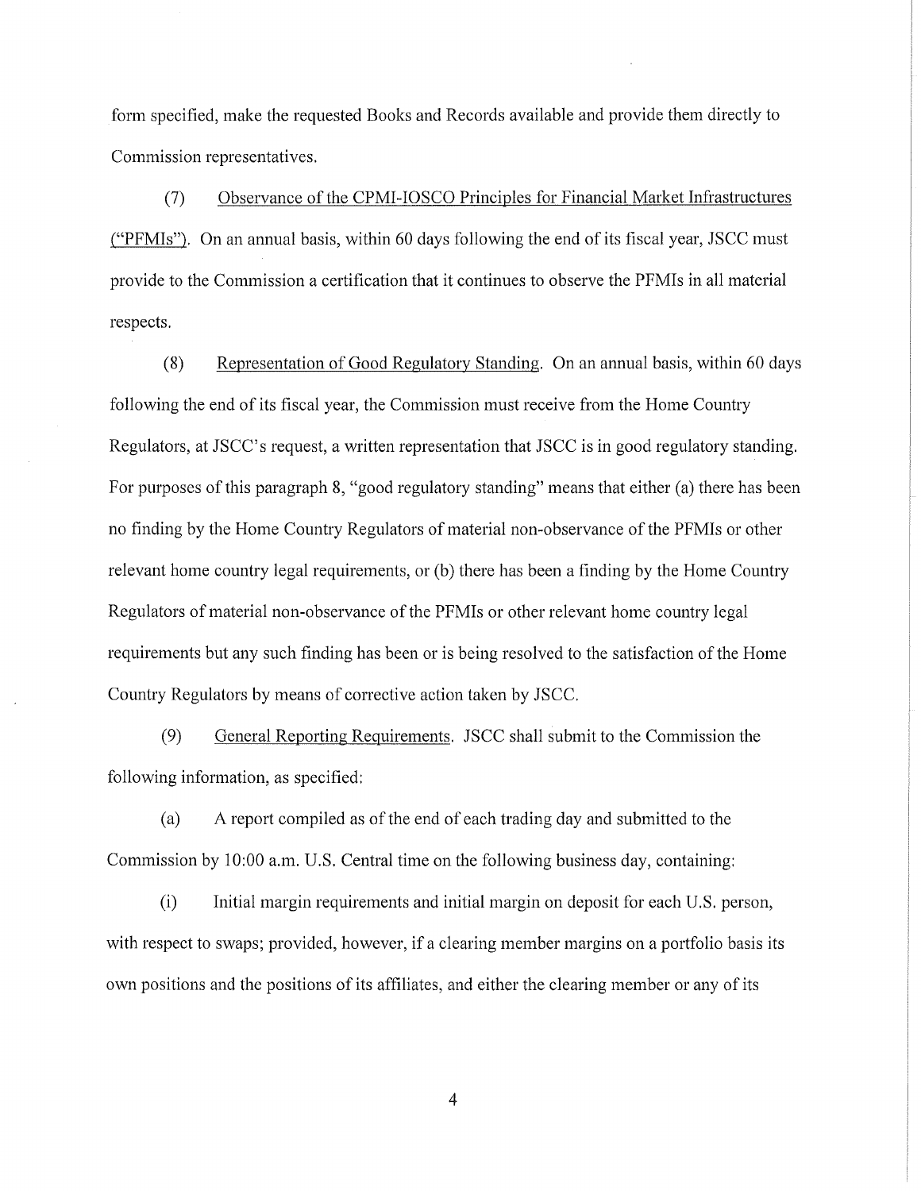form specified, make the requested Books and Records available and provide them directly to Commission representatives.

(7) Observance of the CPMI-IOSCO Principles for Financial Market Infrastructures ("PFMIs"). On an annual basis, within 60 days following the end of its fiscal year, JSCC must provide to the Commission a certification that it continues to observe the PFMIs in all material respects.

(8) Representation of Good Regulatory Standing. On an annual basis, within 60 days following the end of its fiscal year, the Commission must receive from the Home Country Regulators, at JSCC's request, a written representation that JSCC is in good regulatory standing. For purposes of this paragraph 8, "good regulatory standing" means that either (a) there has been no finding by the Home Country Regulators of material non-observance of the PFMIs or other relevant home country legal requirements, or (b) there has been a finding by the Home Country Regulators of material non-observance of the PFMIs or other relevant home country legal requirements but any such finding has been or is being resolved to the satisfaction of the Home Country Regulators by means of corrective action taken by JSCC.

(9) General Reporting Requirements. JSCC shall submit to the Commission the following information, as specified:

(a) A report compiled as of the end of each trading day and submitted to the Commission by 10:00 a.m. U.S. Central time on the following business day, containing:

(i) Initial margin requirements and initial margin on deposit for each U.S. person, with respect to swaps; provided, however, if a clearing member margins on a portfolio basis its own positions and the positions of its affiliates, and either the clearing member or any of its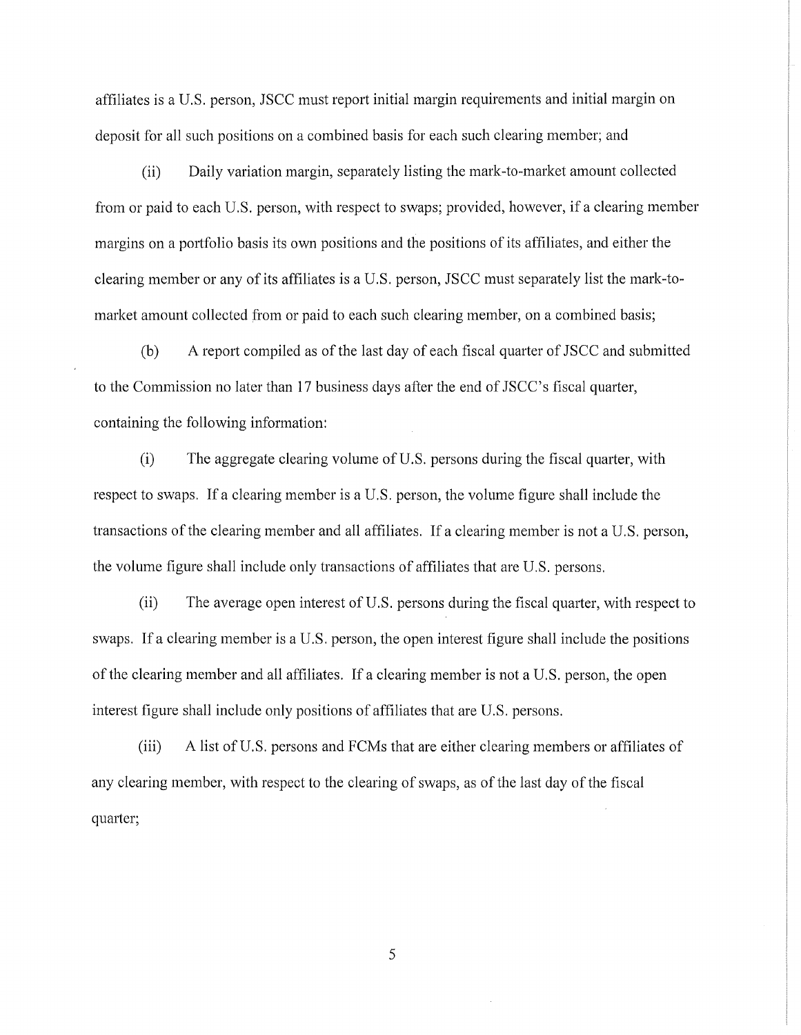affiliates is a U.S. person, JSCC must report initial margin requirements and initial margin on deposit for all such positions on a combined basis for each such clearing member; and

(ii) Daily variation margin, separately listing the mark-to-market amount collected from or paid to each U.S. person, with respect to swaps; provided, however, if a clearing member margins on a portfolio basis its own positions and the positions of its affiliates, and either the clearing member or any of its affiliates is a U.S. person, JSCC must separately list the mark-to-market amount collected from or paid to each such clearing member, on a combined basis;

(b) A report compiled as of the last day of each fiscal quarter of JSCC and submitted to the Commission no later than 17 business days after the end of JSCC's fiscal quarter, containing the following information:

(i) The aggregate clearing volume of U.S. persons during the fiscal quarter, with respect to swaps. If a clearing member is a U.S. person, the volume figure shall include the transactions of the clearing member and all affiliates. If a clearing member is not a U.S. person, the volume figure shall include only transactions of affiliates that are U.S. persons.

(ii) The average open interest of U.S. persons during the fiscal quarter, with respect to swaps. If a clearing member is a U.S. person, the open interest figure shall include the positions of the clearing member and all affiliates. If a clearing member is not a U.S. person, the open interest figure shall include only positions of affiliates that are U.S. persons.

(iii) A list of U.S. persons and FCMs that are either clearing members or affiliates of any clearing member, with respect to the clearing of swaps, as of the last day of the fiscal quarter;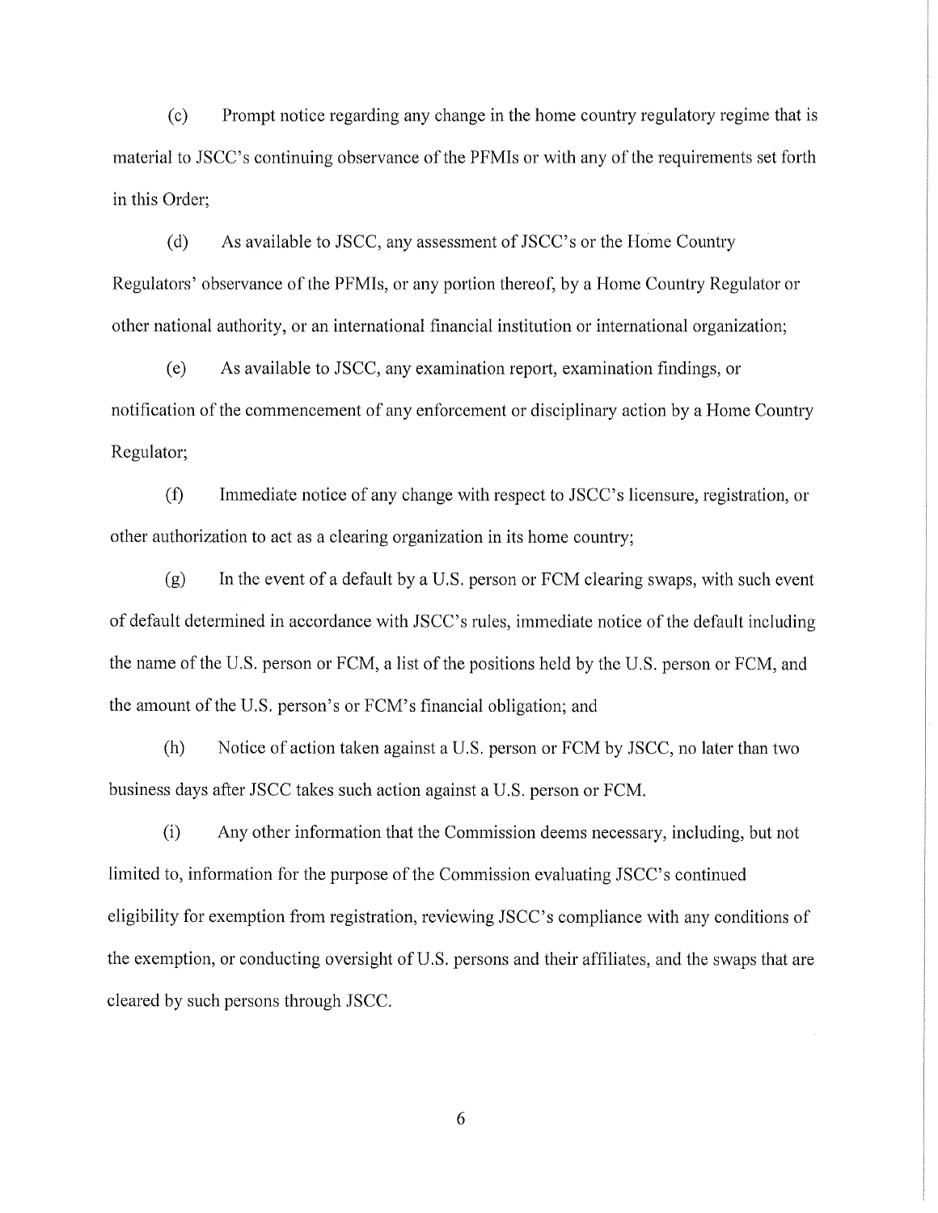(c) Prompt notice regarding any change in the home country regulatory regime that is material to JSCC's continuing observance of the PFMIs or with any of the requirements set forth in this Order;

(d) As available to JSCC, any assessment of JSCC's or the Home Country Regulators' observance of the PFMIs, or any portion thereof, by a Home Country Regulator or other national authority, or an international financial institution or international organization;

(e) As available to JSCC, any examination report, examination findings, or notification of the commencement of any enforcement or disciplinary action by a Home Country Regulator;

(f) Immediate notice of any change with respect to JSCC's licensure, registration, or other authorization to act as a clearing organization in its home country;

(g) In the event of a default by a U.S. person or FCM clearing swaps, with such event of default determined in accordance with JSCC's rules, immediate notice of the default including the name of the U.S. person or FCM, a list of the positions held by the U.S. person or FCM, and the amount of the U.S. person's or FCM's financial obligation; and

(h) Notice of action taken against a U.S. person or FCM by JSCC, no later than two business days after JSCC takes such action against a U.S. person or FCM.

(i) Any other information that the Commission deems necessary, including, but not limited to, information for the purpose of the Commission evaluating JSCC's continued eligibility for exemption from registration, reviewing JSCC's compliance with any conditions of the exemption, or conducting oversight of U.S. persons and their affiliates, and the swaps that are cleared by such persons through JSCC.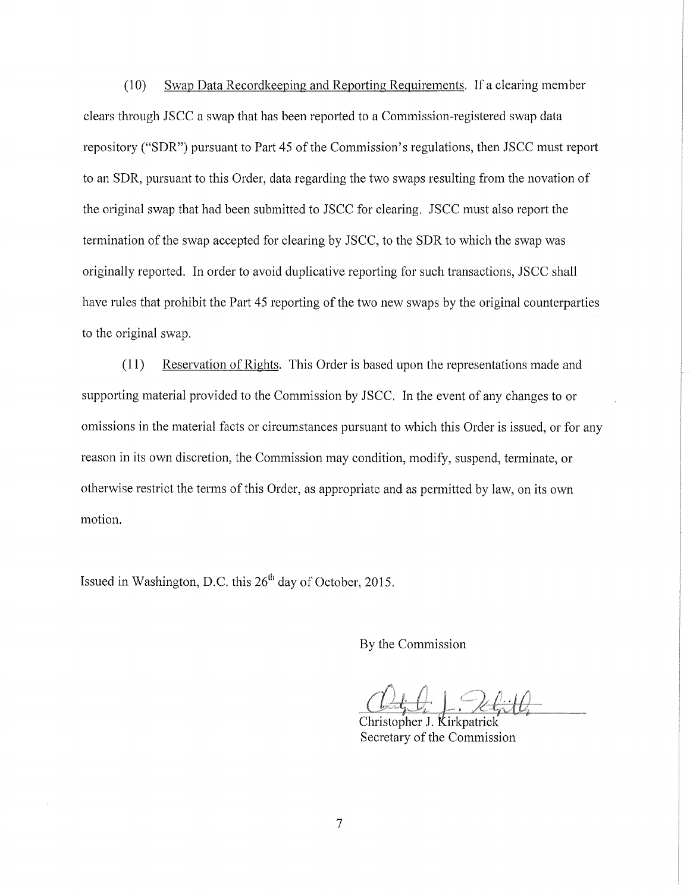(10) Swap Data Recordkeeping and Reporting Requirements. If a clearing member clears through JSCC a swap that has been reported to a Commission-registered swap data repository ("SDR") pursuant to Part 45 of the Commission's regulations, then JSCC must report to an SDR, pursuant to this Order, data regarding the two swaps resulting from the novation of the original swap that had been submitted to JSCC for clearing. JSCC must also report the termination of the swap accepted for clearing by JSCC, to the SDR to which the swap was originally reported. In order to avoid duplicative reporting for such transactions, JSCC shall have rules that prohibit the Part 45 reporting of the two new swaps by the original counterparties to the original swap.

(11) Reservation of Rights. This Order is based upon the representations made and supporting material provided to the Commission by JSCC. In the event of any changes to or omissions in the material facts or circumstances pursuant to which this Order is issued, or for any reason in its own discretion, the Commission may condition, modify, suspend, terminate, or otherwise restrict the terms of this Order, as appropriate and as permitted by law, on its own motion.

Issued in Washington, D.C. this 26th day of October, 2015.

By the Commission

Christopher J. Kirkpatrick
Secretary of the Commission